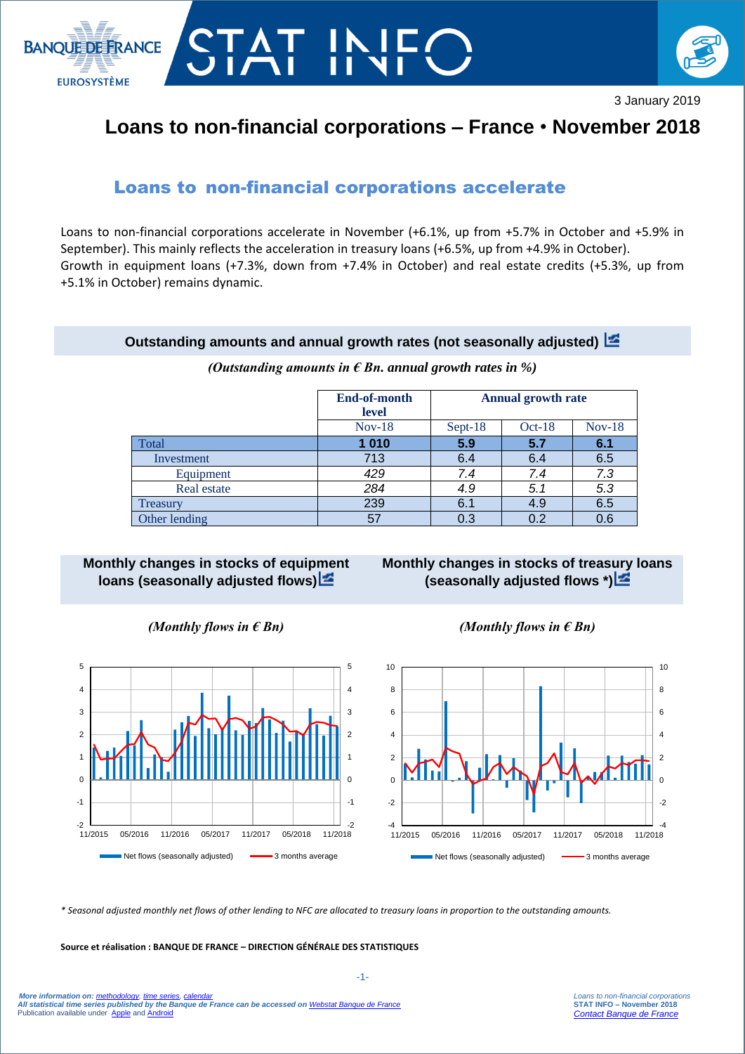BANQUE DE FRANCE
EUROSYSTÈME

# STAT INFO

3 January 2019

# Loans to non-financial corporations – France • November 2018

## Loans to non-financial corporations accelerate

Loans to non-financial corporations accelerate in November (+6.1%, up from +5.7% in October and +5.9% in September). This mainly reflects the acceleration in treasury loans (+6.5%, up from +4.9% in October).
Growth in equipment loans (+7.3%, down from +7.4% in October) and real estate credits (+5.3%, up from +5.1% in October) remains dynamic.

### Outstanding amounts and annual growth rates (not seasonally adjusted)

*(Outstanding amounts in € Bn. annual growth rates in %)*

| | End-of-month level | Annual growth rate | | |
|---|---|---|---|---|
| | Nov-18 | Sept-18 | Oct-18 | Nov-18 |
| Total | **1 010** | **5.9** | **5.7** | **6.1** |
| Investment | 713 | 6.4 | 6.4 | 6.5 |
| Equipment | *429* | *7.4* | *7.4* | *7.3* |
| Real estate | *284* | *4.9* | *5.1* | *5.3* |
| Treasury | 239 | 6.1 | 4.9 | 6.5 |
| Other lending | 57 | 0.3 | 0.2 | 0.6 |

### Monthly changes in stocks of equipment loans (seasonally adjusted flows)

*(Monthly flows in € Bn)*

5
4
3
2
1
0
-1
-2
11/2015 05/2016 11/2016 05/2017 11/2017 05/2018 11/2018
Net flows (seasonally adjusted)
3 months average

### Monthly changes in stocks of treasury loans (seasonally adjusted flows *)

*(Monthly flows in € Bn)*

10
8
6
4
2
0
-2
-4
11/2015 05/2016 11/2016 05/2017 11/2017 05/2018 11/2018
Net flows (seasonally adjusted)
3 months average

*\* Seasonal adjusted monthly net flows of other lending to NFC are allocated to treasury loans in proportion to the outstanding amounts.*

**Source et réalisation : BANQUE DE FRANCE – DIRECTION GÉNÉRALE DES STATISTIQUES**

*More information on: methodology, time series, calendar*
*All statistical time series published by the Banque de France can be accessed on Webstat Banque de France*
Publication available under Apple and Android

*Loans to non-financial corporations*
**STAT INFO – November 2018**
*Contact Banque de France*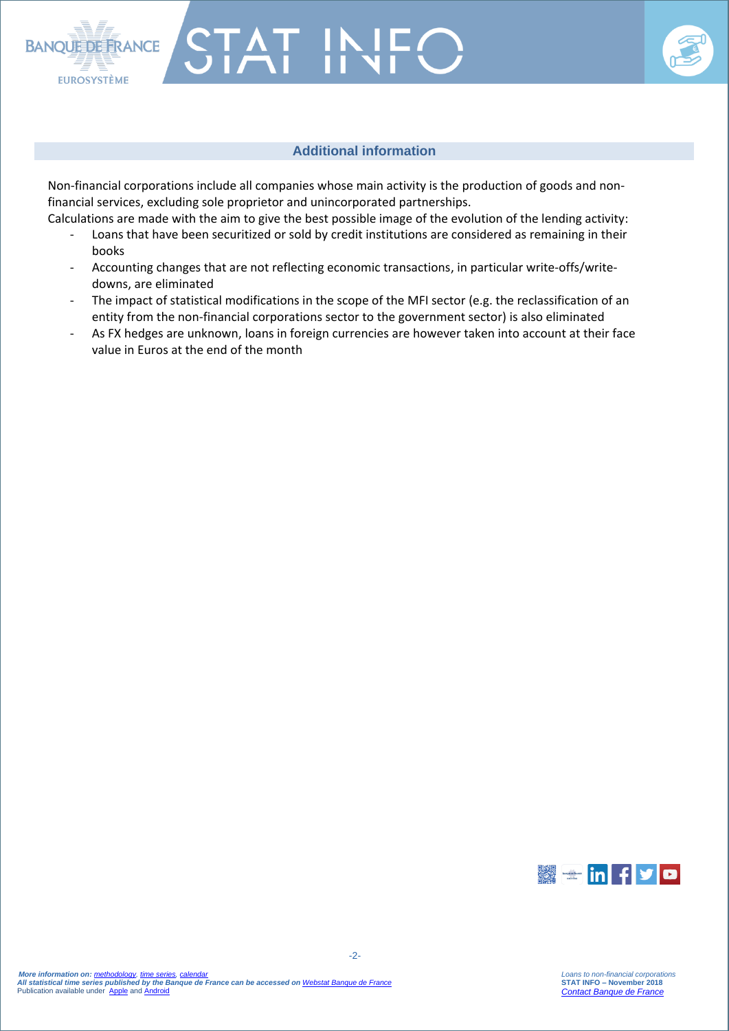## Additional information

Non-financial corporations include all companies whose main activity is the production of goods and non-financial services, excluding sole proprietor and unincorporated partnerships.

Calculations are made with the aim to give the best possible image of the evolution of the lending activity:

- Loans that have been securitized or sold by credit institutions are considered as remaining in their books
- Accounting changes that are not reflecting economic transactions, in particular write-offs/write-downs, are eliminated
- The impact of statistical modifications in the scope of the MFI sector (e.g. the reclassification of an entity from the non-financial corporations sector to the government sector) is also eliminated
- As FX hedges are unknown, loans in foreign currencies are however taken into account at their face value in Euros at the end of the month